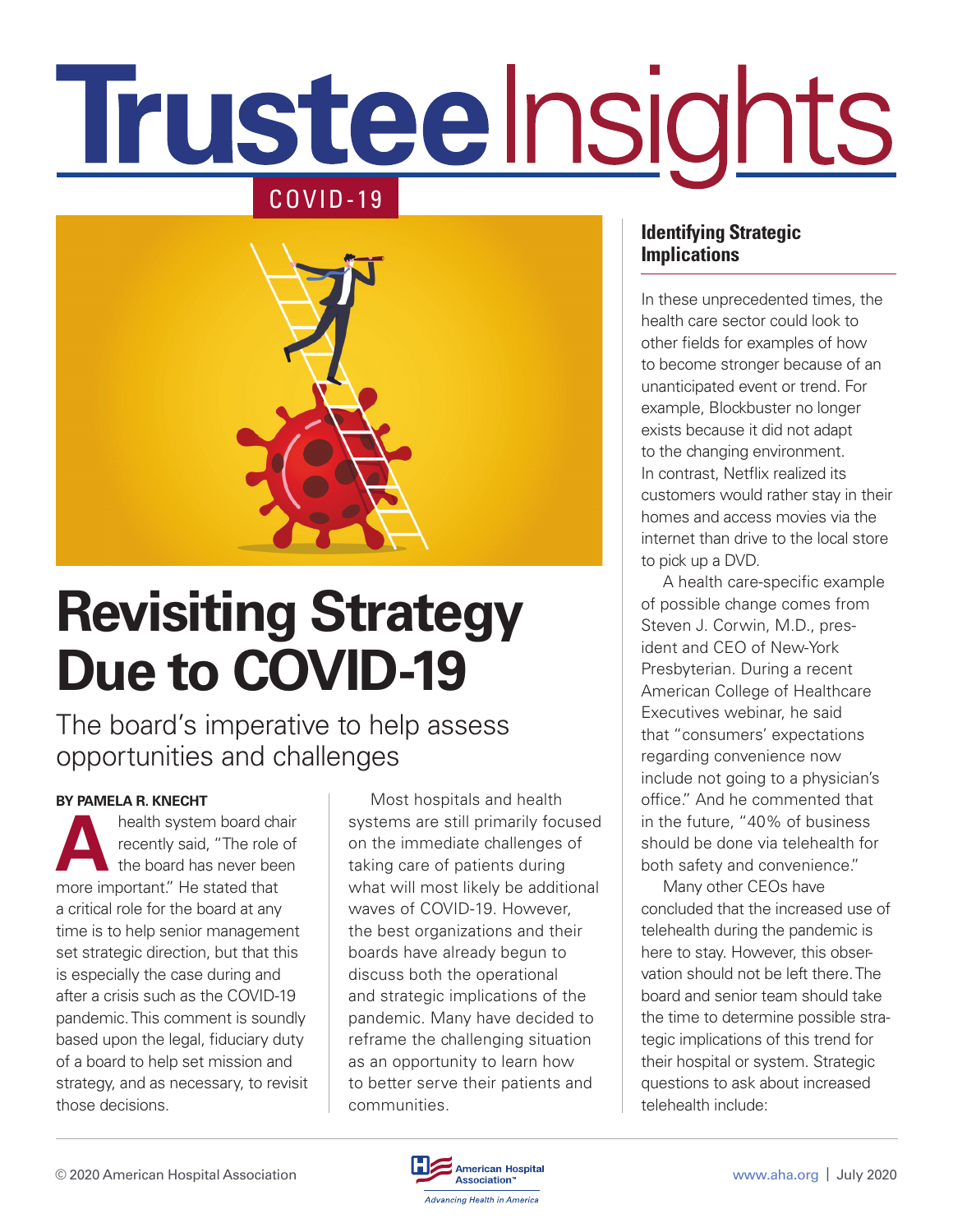# Trustee Insights

COVID-19

# Revisiting Strategy Due to COVID-19

## The board's imperative to help assess opportunities and challenges

**BY PAMELA R. KNECHT**

A health system board chair recently said, "The role of the board has never been more important." He stated that a critical role for the board at any time is to help senior management set strategic direction, but that this is especially the case during and after a crisis such as the COVID-19 pandemic. This comment is soundly based upon the legal, fiduciary duty of a board to help set mission and strategy, and as necessary, to revisit those decisions.

Most hospitals and health systems are still primarily focused on the immediate challenges of taking care of patients during what will most likely be additional waves of COVID-19. However, the best organizations and their boards have already begun to discuss both the operational and strategic implications of the pandemic. Many have decided to reframe the challenging situation as an opportunity to learn how to better serve their patients and communities.

### Identifying Strategic Implications

In these unprecedented times, the health care sector could look to other fields for examples of how to become stronger because of an unanticipated event or trend. For example, Blockbuster no longer exists because it did not adapt to the changing environment. In contrast, Netflix realized its customers would rather stay in their homes and access movies via the internet than drive to the local store to pick up a DVD.

A health care-specific example of possible change comes from Steven J. Corwin, M.D., president and CEO of New-York Presbyterian. During a recent American College of Healthcare Executives webinar, he said that "consumers' expectations regarding convenience now include not going to a physician's office." And he commented that in the future, "40% of business should be done via telehealth for both safety and convenience."

Many other CEOs have concluded that the increased use of telehealth during the pandemic is here to stay. However, this observation should not be left there. The board and senior team should take the time to determine possible strategic implications of this trend for their hospital or system. Strategic questions to ask about increased telehealth include: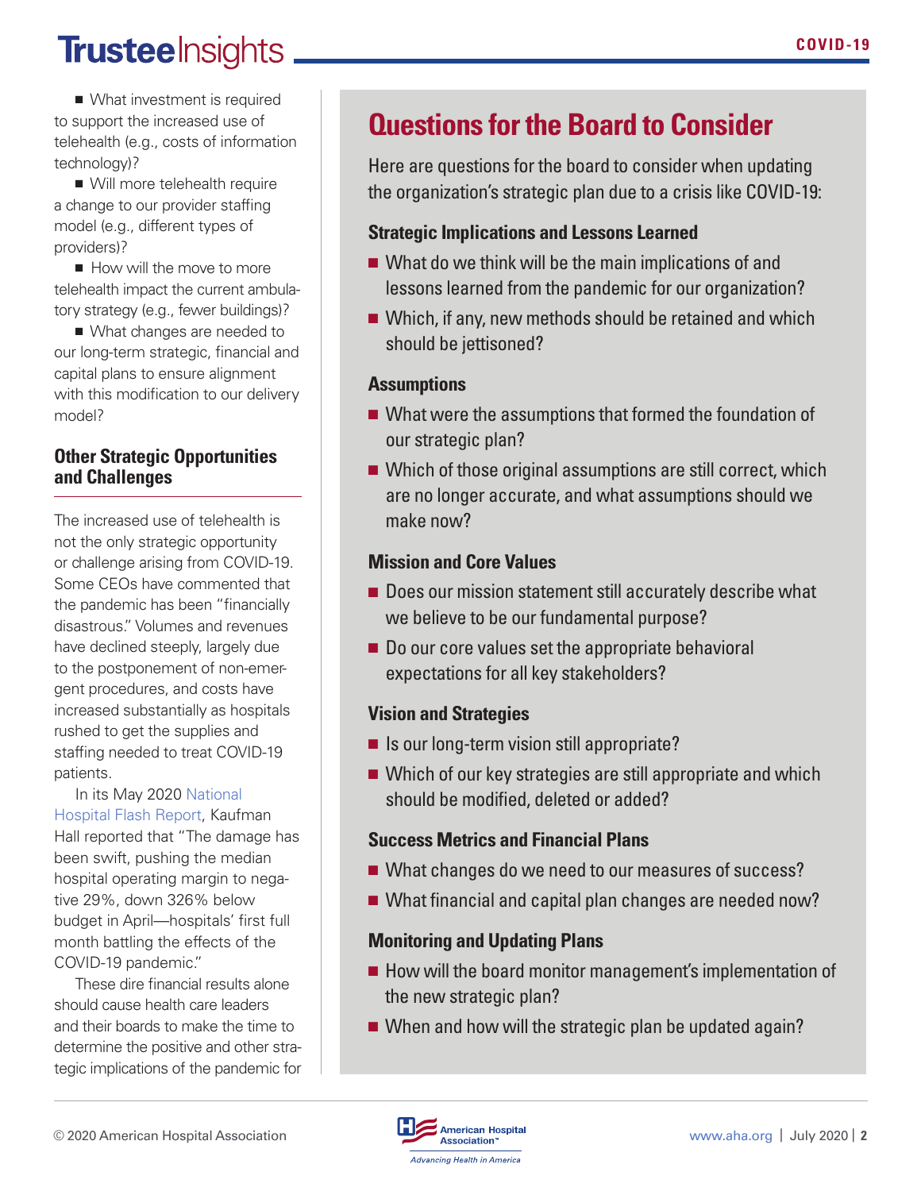- What investment is required to support the increased use of telehealth (e.g., costs of information technology)?
- Will more telehealth require a change to our provider staffing model (e.g., different types of providers)?
- How will the move to more telehealth impact the current ambulatory strategy (e.g., fewer buildings)?
- What changes are needed to our long-term strategic, financial and capital plans to ensure alignment with this modification to our delivery model?

### Other Strategic Opportunities and Challenges

The increased use of telehealth is not the only strategic opportunity or challenge arising from COVID-19. Some CEOs have commented that the pandemic has been "financially disastrous." Volumes and revenues have declined steeply, largely due to the postponement of non-emergent procedures, and costs have increased substantially as hospitals rushed to get the supplies and staffing needed to treat COVID-19 patients.

In its May 2020 National Hospital Flash Report, Kaufman Hall reported that "The damage has been swift, pushing the median hospital operating margin to negative 29%, down 326% below budget in April—hospitals' first full month battling the effects of the COVID-19 pandemic."

These dire financial results alone should cause health care leaders and their boards to make the time to determine the positive and other strategic implications of the pandemic for

## Questions for the Board to Consider

Here are questions for the board to consider when updating the organization's strategic plan due to a crisis like COVID-19:

### Strategic Implications and Lessons Learned

- What do we think will be the main implications of and lessons learned from the pandemic for our organization?
- Which, if any, new methods should be retained and which should be jettisoned?

### Assumptions

- What were the assumptions that formed the foundation of our strategic plan?
- Which of those original assumptions are still correct, which are no longer accurate, and what assumptions should we make now?

### Mission and Core Values

- Does our mission statement still accurately describe what we believe to be our fundamental purpose?
- Do our core values set the appropriate behavioral expectations for all key stakeholders?

### Vision and Strategies

- Is our long-term vision still appropriate?
- Which of our key strategies are still appropriate and which should be modified, deleted or added?

### Success Metrics and Financial Plans

- What changes do we need to our measures of success?
- What financial and capital plan changes are needed now?

### Monitoring and Updating Plans

- How will the board monitor management's implementation of the new strategic plan?
- When and how will the strategic plan be updated again?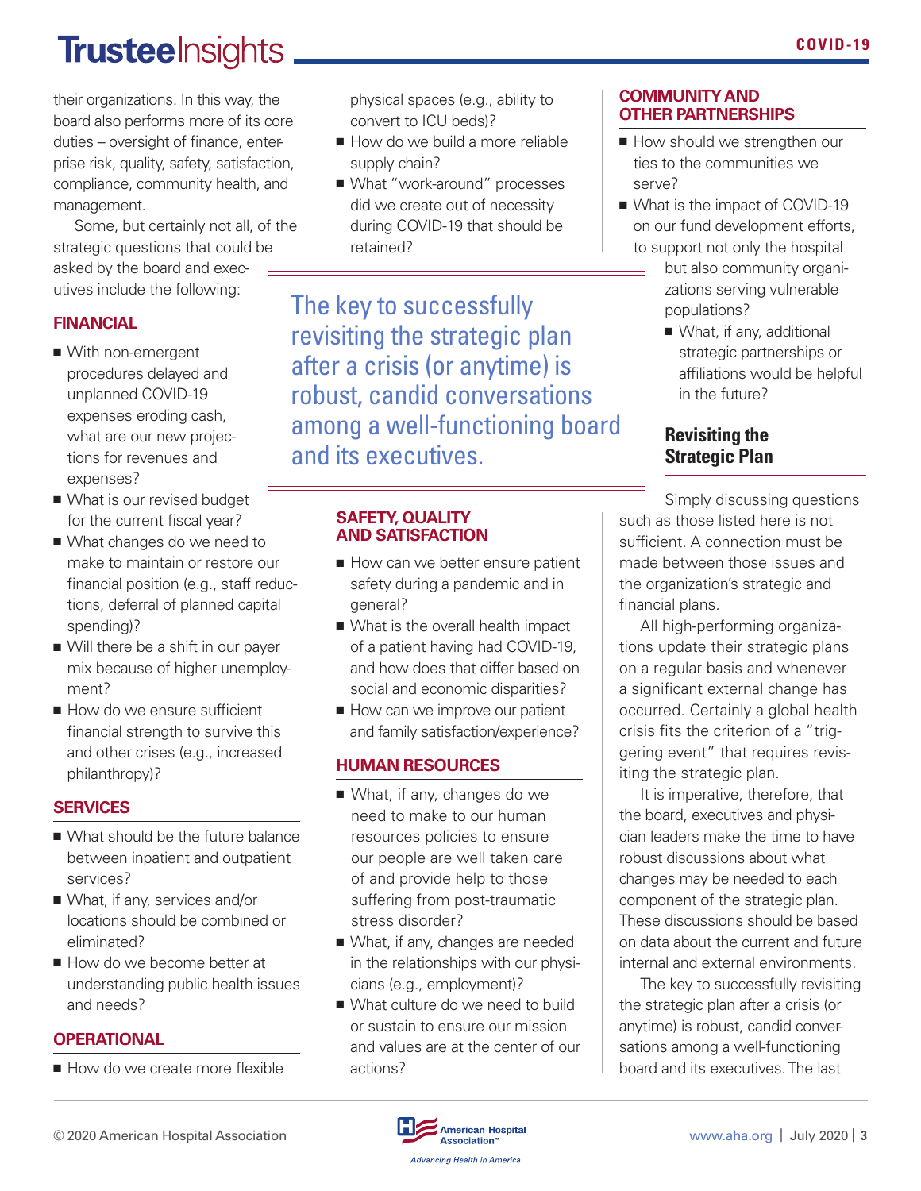their organizations. In this way, the board also performs more of its core duties – oversight of finance, enterprise risk, quality, safety, satisfaction, compliance, community health, and management.

Some, but certainly not all, of the strategic questions that could be asked by the board and executives include the following:

### FINANCIAL

- With non-emergent procedures delayed and unplanned COVID-19 expenses eroding cash, what are our new projections for revenues and expenses?
- What is our revised budget for the current fiscal year?
- What changes do we need to make to maintain or restore our financial position (e.g., staff reductions, deferral of planned capital spending)?
- Will there be a shift in our payer mix because of higher unemployment?
- How do we ensure sufficient financial strength to survive this and other crises (e.g., increased philanthropy)?

### SERVICES

- What should be the future balance between inpatient and outpatient services?
- What, if any, services and/or locations should be combined or eliminated?
- How do we become better at understanding public health issues and needs?

### OPERATIONAL

- How do we create more flexible physical spaces (e.g., ability to convert to ICU beds)?
- How do we build a more reliable supply chain?
- What "work-around" processes did we create out of necessity during COVID-19 that should be retained?

> The key to successfully revisiting the strategic plan after a crisis (or anytime) is robust, candid conversations among a well-functioning board and its executives.

### SAFETY, QUALITY AND SATISFACTION

- How can we better ensure patient safety during a pandemic and in general?
- What is the overall health impact of a patient having had COVID-19, and how does that differ based on social and economic disparities?
- How can we improve our patient and family satisfaction/experience?

### HUMAN RESOURCES

- What, if any, changes do we need to make to our human resources policies to ensure our people are well taken care of and provide help to those suffering from post-traumatic stress disorder?
- What, if any, changes are needed in the relationships with our physicians (e.g., employment)?
- What culture do we need to build or sustain to ensure our mission and values are at the center of our actions?

### COMMUNITY AND OTHER PARTNERSHIPS

- How should we strengthen our ties to the communities we serve?
- What is the impact of COVID-19 on our fund development efforts, to support not only the hospital but also community organizations serving vulnerable populations?
- What, if any, additional strategic partnerships or affiliations would be helpful in the future?

## Revisiting the Strategic Plan

Simply discussing questions such as those listed here is not sufficient. A connection must be made between those issues and the organization's strategic and financial plans.

All high-performing organizations update their strategic plans on a regular basis and whenever a significant external change has occurred. Certainly a global health crisis fits the criterion of a "triggering event" that requires revisiting the strategic plan.

It is imperative, therefore, that the board, executives and physician leaders make the time to have robust discussions about what changes may be needed to each component of the strategic plan. These discussions should be based on data about the current and future internal and external environments.

The key to successfully revisiting the strategic plan after a crisis (or anytime) is robust, candid conversations among a well-functioning board and its executives. The last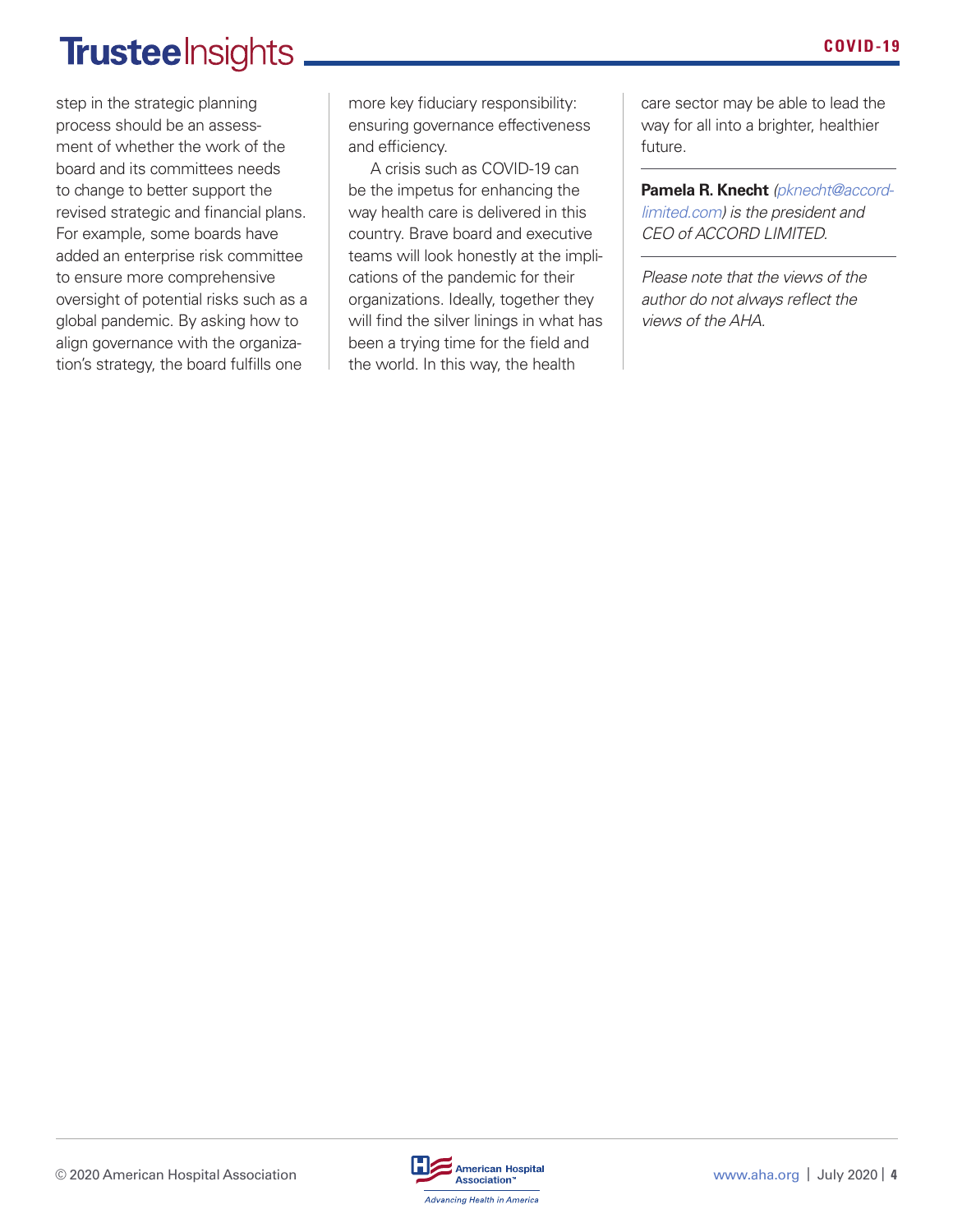step in the strategic planning process should be an assessment of whether the work of the board and its committees needs to change to better support the revised strategic and financial plans. For example, some boards have added an enterprise risk committee to ensure more comprehensive oversight of potential risks such as a global pandemic. By asking how to align governance with the organization's strategy, the board fulfills one more key fiduciary responsibility: ensuring governance effectiveness and efficiency.

A crisis such as COVID-19 can be the impetus for enhancing the way health care is delivered in this country. Brave board and executive teams will look honestly at the implications of the pandemic for their organizations. Ideally, together they will find the silver linings in what has been a trying time for the field and the world. In this way, the health care sector may be able to lead the way for all into a brighter, healthier future.

---

**Pamela R. Knecht** *(pknecht@accord-limited.com) is the president and CEO of ACCORD LIMITED.*

---

*Please note that the views of the author do not always reflect the views of the AHA.*